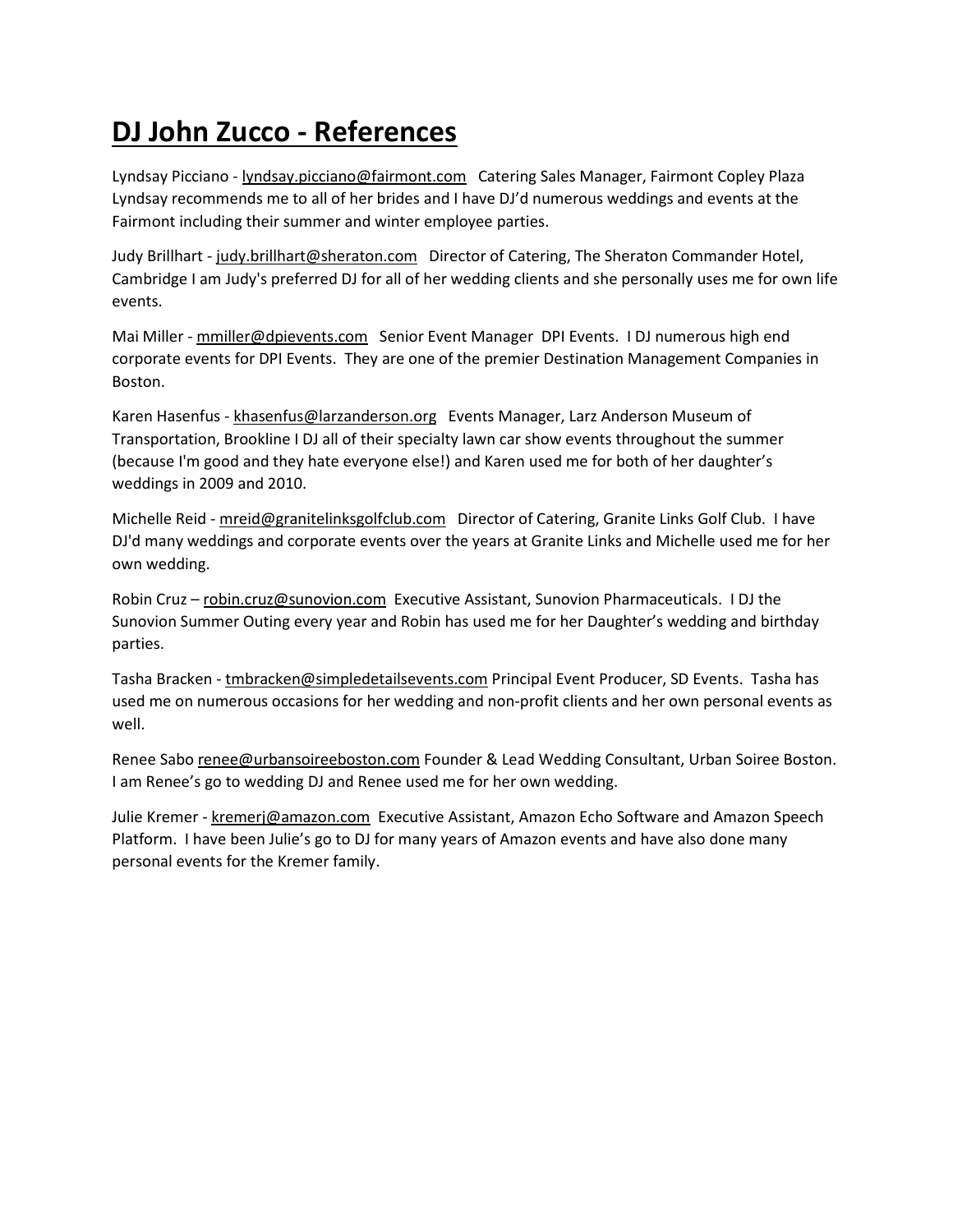# DJ John Zucco - References

Lyndsay Picciano - lyndsay.picciano@fairmont.com   Catering Sales Manager, Fairmont Copley Plaza Lyndsay recommends me to all of her brides and I have DJ'd numerous weddings and events at the Fairmont including their summer and winter employee parties.

Judy Brillhart - judy.brillhart@sheraton.com   Director of Catering, The Sheraton Commander Hotel, Cambridge I am Judy's preferred DJ for all of her wedding clients and she personally uses me for own life events.

Mai Miller - mmiller@dpievents.com   Senior Event Manager  DPI Events.  I DJ numerous high end corporate events for DPI Events.  They are one of the premier Destination Management Companies in Boston.

Karen Hasenfus - khasenfus@larzanderson.org   Events Manager, Larz Anderson Museum of Transportation, Brookline I DJ all of their specialty lawn car show events throughout the summer (because I'm good and they hate everyone else!) and Karen used me for both of her daughter's weddings in 2009 and 2010.

Michelle Reid - mreid@granitelinksgolfclub.com   Director of Catering, Granite Links Golf Club.  I have DJ'd many weddings and corporate events over the years at Granite Links and Michelle used me for her own wedding.

Robin Cruz – robin.cruz@sunovion.com  Executive Assistant, Sunovion Pharmaceuticals.  I DJ the Sunovion Summer Outing every year and Robin has used me for her Daughter's wedding and birthday parties.

Tasha Bracken - tmbracken@simpledetailsevents.com Principal Event Producer, SD Events.  Tasha has used me on numerous occasions for her wedding and non-profit clients and her own personal events as well.

Renee Sabo renee@urbansoireeboston.com Founder & Lead Wedding Consultant, Urban Soiree Boston. I am Renee's go to wedding DJ and Renee used me for her own wedding.

Julie Kremer - kremerj@amazon.com  Executive Assistant, Amazon Echo Software and Amazon Speech Platform.  I have been Julie's go to DJ for many years of Amazon events and have also done many personal events for the Kremer family.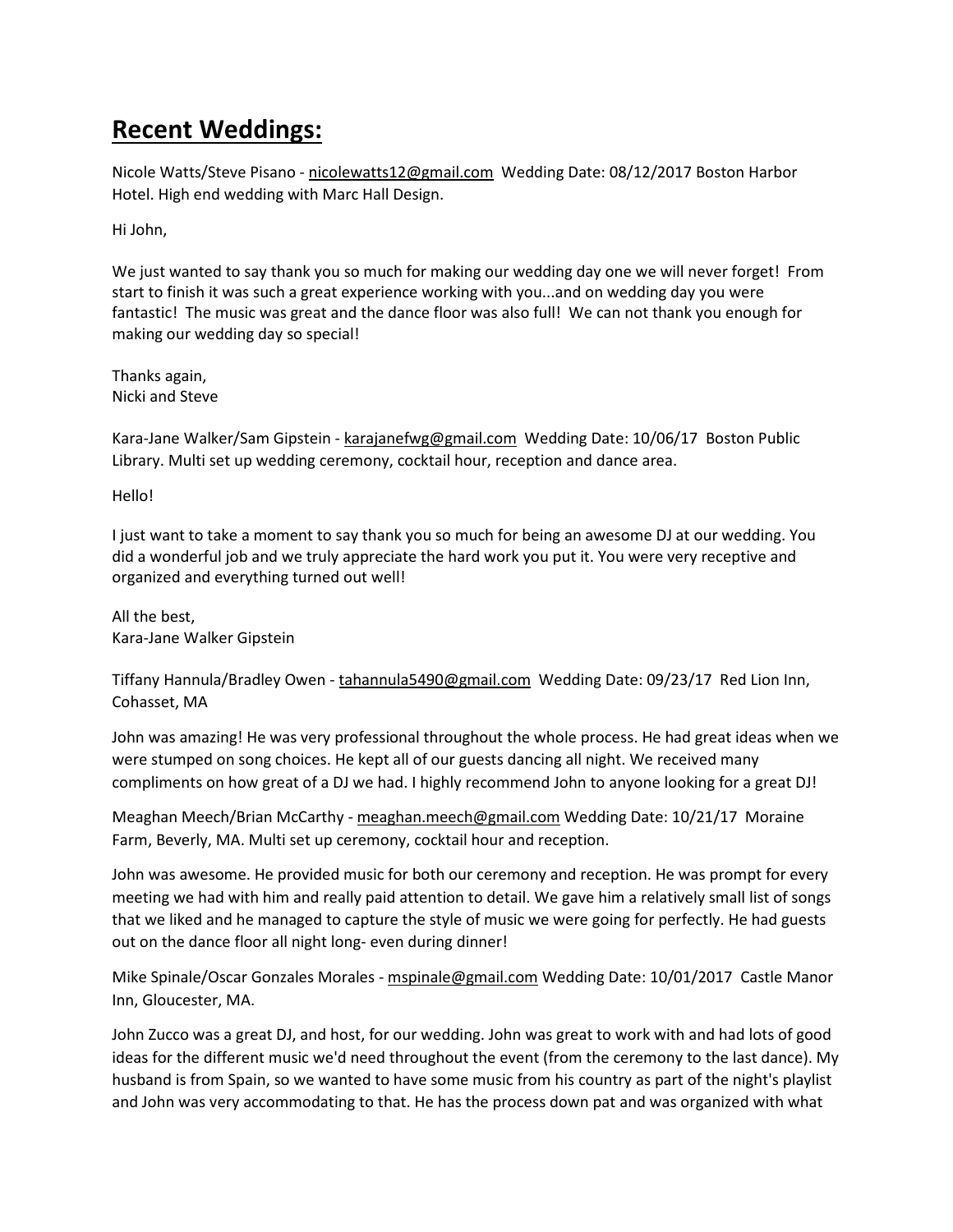## **Recent Weddings:**

Nicole Watts/Steve Pisano - nicolewatts12@gmail.com  Wedding Date: 08/12/2017 Boston Harbor Hotel. High end wedding with Marc Hall Design.

Hi John,

We just wanted to say thank you so much for making our wedding day one we will never forget!  From start to finish it was such a great experience working with you...and on wedding day you were fantastic!  The music was great and the dance floor was also full!  We can not thank you enough for making our wedding day so special!

Thanks again,
Nicki and Steve

Kara-Jane Walker/Sam Gipstein - karajanefwg@gmail.com  Wedding Date: 10/06/17  Boston Public Library. Multi set up wedding ceremony, cocktail hour, reception and dance area.

Hello!

I just want to take a moment to say thank you so much for being an awesome DJ at our wedding. You did a wonderful job and we truly appreciate the hard work you put it. You were very receptive and organized and everything turned out well!

All the best,
Kara-Jane Walker Gipstein

Tiffany Hannula/Bradley Owen - tahannula5490@gmail.com  Wedding Date: 09/23/17  Red Lion Inn, Cohasset, MA

John was amazing! He was very professional throughout the whole process. He had great ideas when we were stumped on song choices. He kept all of our guests dancing all night. We received many compliments on how great of a DJ we had. I highly recommend John to anyone looking for a great DJ!

Meaghan Meech/Brian McCarthy - meaghan.meech@gmail.com Wedding Date: 10/21/17  Moraine Farm, Beverly, MA. Multi set up ceremony, cocktail hour and reception.

John was awesome. He provided music for both our ceremony and reception. He was prompt for every meeting we had with him and really paid attention to detail. We gave him a relatively small list of songs that we liked and he managed to capture the style of music we were going for perfectly. He had guests out on the dance floor all night long- even during dinner!

Mike Spinale/Oscar Gonzales Morales - mspinale@gmail.com Wedding Date: 10/01/2017  Castle Manor Inn, Gloucester, MA.

John Zucco was a great DJ, and host, for our wedding. John was great to work with and had lots of good ideas for the different music we'd need throughout the event (from the ceremony to the last dance). My husband is from Spain, so we wanted to have some music from his country as part of the night's playlist and John was very accommodating to that. He has the process down pat and was organized with what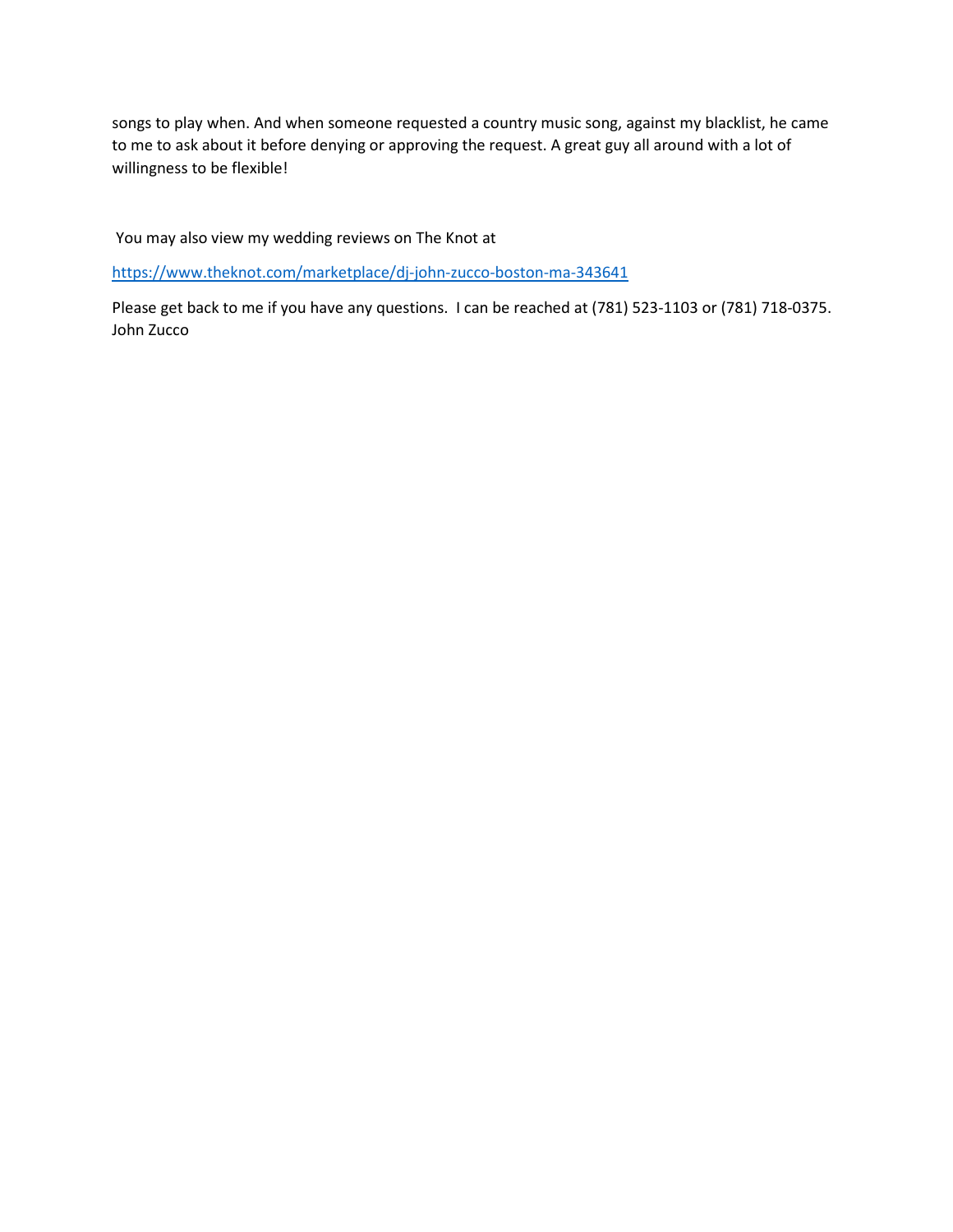songs to play when. And when someone requested a country music song, against my blacklist, he came to me to ask about it before denying or approving the request. A great guy all around with a lot of willingness to be flexible!

You may also view my wedding reviews on The Knot at

https://www.theknot.com/marketplace/dj-john-zucco-boston-ma-343641

Please get back to me if you have any questions. I can be reached at (781) 523-1103 or (781) 718-0375.
John Zucco